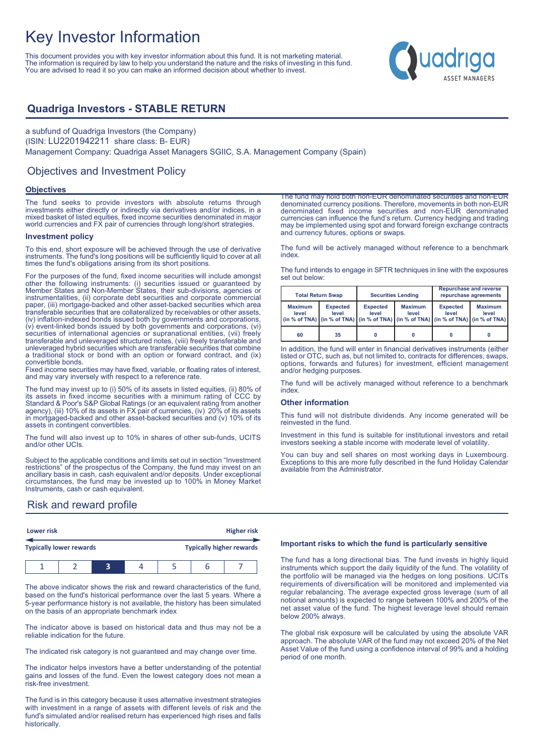# Key Investor Information

This document provides you with key investor information about this fund. It is not marketing material. The information is required by law to help you understand the nature and the risks of investing in this fund. You are advised to read it so you can make an informed decision about whether to invest.

## Quadriga Investors - STABLE RETURN

a subfund of Quadriga Investors (the Company)
(ISIN: LU2201942211 share class: B- EUR)
Management Company: Quadriga Asset Managers SGIIC, S.A. Management Company (Spain)

## Objectives and Investment Policy

### Objectives

The fund seeks to provide investors with absolute returns through investments either directly or indirectly via derivatives and/or indices, in a mixed basket of listed equities, fixed income securities denominated in major world currencies and FX pair of currencies through long/short strategies.

### Investment policy

To this end, short exposure will be achieved through the use of derivative instruments. The fund's long positions will be sufficiently liquid to cover at all times the fund's obligations arising from its short positions.

For the purposes of the fund, fixed income securities will include amongst other the following instruments: (i) securities issued or guaranteed by Member States and Non-Member States, their sub-divisions, agencies or instrumentalities, (ii) corporate debt securities and corporate commercial paper, (iii) mortgage-backed and other asset-backed securities which area transferable securities that are collateralized by receivables or other assets, (iv) inflation-indexed bonds issued both by governments and corporations, (v) event-linked bonds issued by both governments and corporations, (vi) securities of international agencies or supranational entities, (vii) freely transferable and unleveraged structured notes, (viii) freely transferable and unleveraged hybrid securities which are transferable securities that combine a traditional stock or bond with an option or forward contract, and (ix) convertible bonds.
Fixed income securities may have fixed, variable, or floating rates of interest, and may vary inversely with respect to a reference rate.

The fund may invest up to (i) 50% of its assets in listed equities, (ii) 80% of its assets in fixed income securities with a minimum rating of CCC by Standard & Poor's S&P Global Ratings (or an equivalent rating from another agency), (iii) 10% of its assets in FX pair of currencies, (iv) 20% of its assets in mortgaged-backed and other asset-backed securities and (v) 10% of its assets in contingent convertibles.

The fund will also invest up to 10% in shares of other sub-funds, UCITS and/or other UCIs.

Subject to the applicable conditions and limits set out in section "Investment restrictions" of the prospectus of the Company, the fund may invest on an ancillary basis in cash, cash equivalent and/or deposits. Under exceptional circumstances, the fund may be invested up to 100% in Money Market Instruments, cash or cash equivalent.

The fund may hold both non-EUR denominated securities and non-EUR denominated currency positions. Therefore, movements in both non-EUR denominated fixed income securities and non-EUR denominated currencies can influence the fund's return. Currency hedging and trading may be implemented using spot and forward foreign exchange contracts and currency futures, options or swaps.

The fund will be actively managed without reference to a benchmark index.

The fund intends to engage in SFTR techniques in line with the exposures set out below:

| Total Return Swap | | Securities Lending | | Repurchase and reverse repurchase agreements | |
|---|---|---|---|---|---|
| Maximum level (in % of TNA) | Expected level (in % of TNA) | Expected level (in % of TNA) | Maximum level (in % of TNA) | Expected level (in % of TNA) | Maximum level (in % of TNA) |
| 60 | 35 | 0 | 0 | 0 | 0 |

In addition, the fund will enter in financial derivatives instruments (either listed or OTC, such as, but not limited to, contracts for differences, swaps, options, forwards and futures) for investment, efficient management and/or hedging purposes.

The fund will be actively managed without reference to a benchmark index.

### Other information

This fund will not distribute dividends. Any income generated will be reinvested in the fund.

Investment in this fund is suitable for institutional investors and retail investors seeking a stable income with moderate level of volatility.

You can buy and sell shares on most working days in Luxembourg. Exceptions to this are more fully described in the fund Holiday Calendar available from the Administrator.

## Risk and reward profile

| Lower risk | | | | | | Higher risk |
|---|---|---|---|---|---|---|
| Typically lower rewards | | | | | | Typically higher rewards |
| 1 | 2 | **3** | 4 | 5 | 6 | 7 |

The above indicator shows the risk and reward characteristics of the fund, based on the fund's historical performance over the last 5 years. Where a 5-year performance history is not available, the history has been simulated on the basis of an appropriate benchmark index

The indicator above is based on historical data and thus may not be a reliable indication for the future.

The indicated risk category is not guaranteed and may change over time.

The indicator helps investors have a better understanding of the potential gains and losses of the fund. Even the lowest category does not mean a risk-free investment.

The fund is in this category because it uses alternative investment strategies with investment in a range of assets with different levels of risk and the fund's simulated and/or realised return has experienced high rises and falls historically.

### Important risks to which the fund is particularly sensitive

The fund has a long directional bias. The fund invests in highly liquid instruments which support the daily liquidity of the fund. The volatility of the portfolio will be managed via the hedges on long positions. UCITs requirements of diversification will be monitored and implemented via regular rebalancing. The average expected gross leverage (sum of all notional amounts) is expected to range between 100% and 200% of the net asset value of the fund. The highest leverage level should remain below 200% always.

The global risk exposure will be calculated by using the absolute VAR approach. The absolute VAR of the fund may not exceed 20% of the Net Asset Value of the fund using a confidence interval of 99% and a holding period of one month.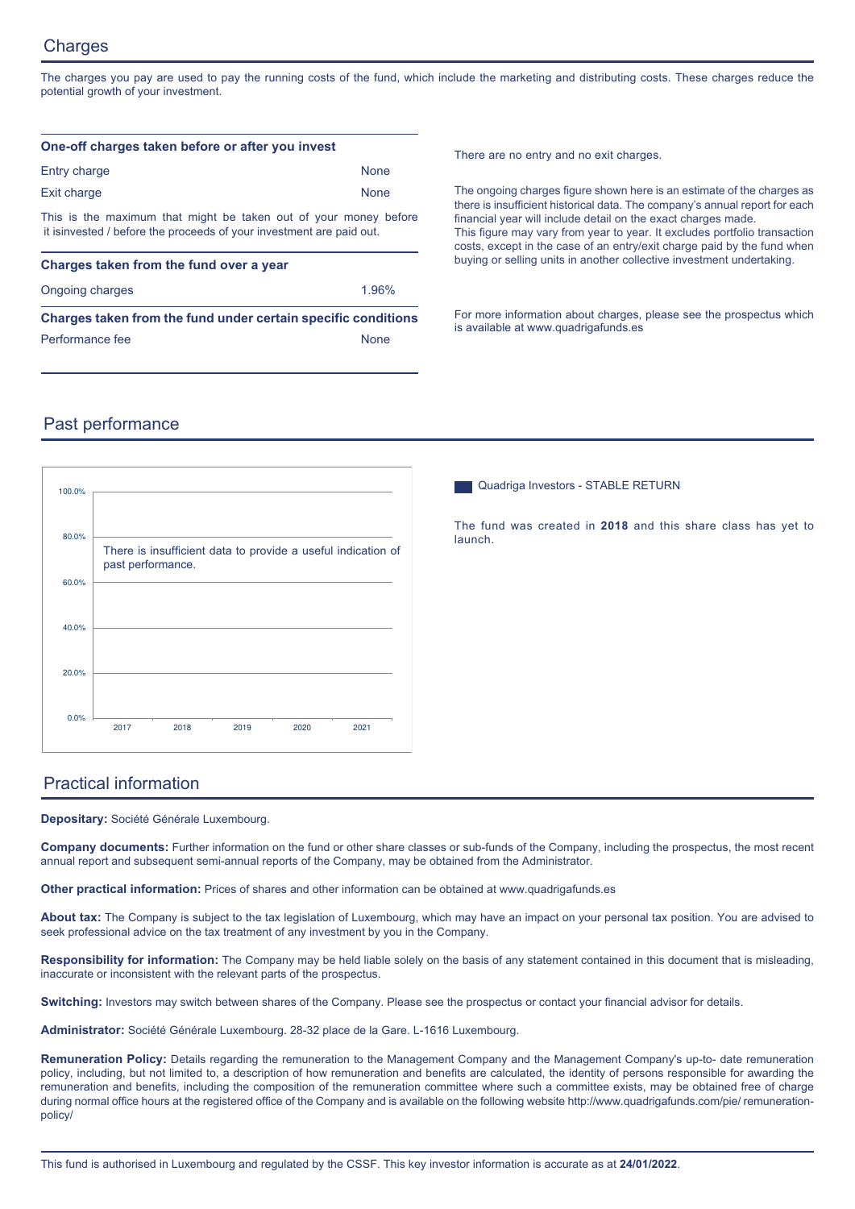## Charges

The charges you pay are used to pay the running costs of the fund, which include the marketing and distributing costs. These charges reduce the potential growth of your investment.

| | |
|---|---|
| **One-off charges taken before or after you invest** | |
| Entry charge | None |
| Exit charge | None |
| This is the maximum that might be taken out of your money before it isinvested / before the proceeds of your investment are paid out. | |
| **Charges taken from the fund over a year** | |
| Ongoing charges | 1.96% |
| **Charges taken from the fund under certain specific conditions** | |
| Performance fee | None |

There are no entry and no exit charges.

The ongoing charges figure shown here is an estimate of the charges as there is insufficient historical data. The company's annual report for each financial year will include detail on the exact charges made.
This figure may vary from year to year. It excludes portfolio transaction costs, except in the case of an entry/exit charge paid by the fund when buying or selling units in another collective investment undertaking.

For more information about charges, please see the prospectus which is available at www.quadrigafunds.es

## Past performance

100.0%
80.0%
60.0%
40.0%
20.0%
0.0%

There is insufficient data to provide a useful indication of past performance.

2017 2018 2019 2020 2021

Quadriga Investors - STABLE RETURN

The fund was created in **2018** and this share class has yet to launch.

## Practical information

**Depositary:** Société Générale Luxembourg.

**Company documents:** Further information on the fund or other share classes or sub-funds of the Company, including the prospectus, the most recent annual report and subsequent semi-annual reports of the Company, may be obtained from the Administrator.

**Other practical information:** Prices of shares and other information can be obtained at www.quadrigafunds.es

**About tax:** The Company is subject to the tax legislation of Luxembourg, which may have an impact on your personal tax position. You are advised to seek professional advice on the tax treatment of any investment by you in the Company.

**Responsibility for information:** The Company may be held liable solely on the basis of any statement contained in this document that is misleading, inaccurate or inconsistent with the relevant parts of the prospectus.

**Switching:** Investors may switch between shares of the Company. Please see the prospectus or contact your financial advisor for details.

**Administrator:** Société Générale Luxembourg. 28-32 place de la Gare. L-1616 Luxembourg.

**Remuneration Policy:** Details regarding the remuneration to the Management Company and the Management Company's up-to- date remuneration policy, including, but not limited to, a description of how remuneration and benefits are calculated, the identity of persons responsible for awarding the remuneration and benefits, including the composition of the remuneration committee where such a committee exists, may be obtained free of charge during normal office hours at the registered office of the Company and is available on the following website http://www.quadrigafunds.com/pie/ remuneration-policy/

This fund is authorised in Luxembourg and regulated by the CSSF. This key investor information is accurate as at **24/01/2022**.